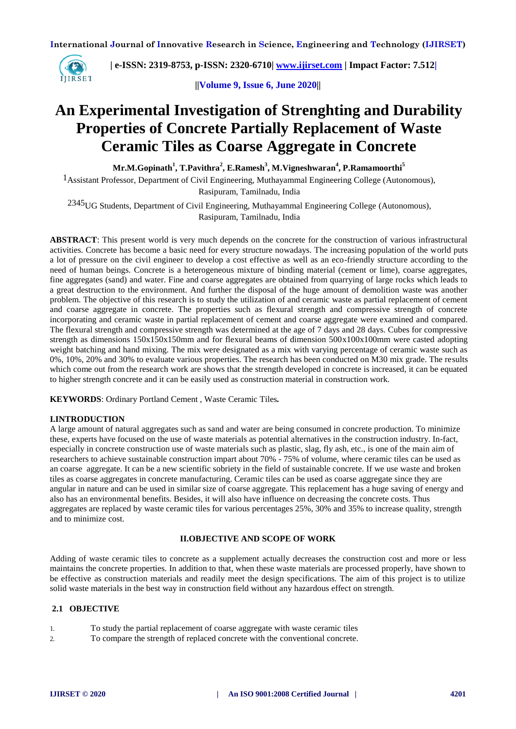# An Experimental Investigation of Strenghting and Durability Properties of Concrete Partially Replacement of Waste Ceramic Tiles as Coarse Aggregate in Concrete

**Mr.M.Gopinath[1], T.Pavithra[2], E.Ramesh[3], M.Vigneshwaran[4], P.Ramamoorthi[5]**

[1]Assistant Professor, Department of Civil Engineering, Muthayammal Engineering College (Autonomous), Rasipuram, Tamilnadu, India

[2345]UG Students, Department of Civil Engineering, Muthayammal Engineering College (Autonomous), Rasipuram, Tamilnadu, India

**ABSTRACT**: This present world is very much depends on the concrete for the construction of various infrastructural activities. Concrete has become a basic need for every structure nowadays. The increasing population of the world puts a lot of pressure on the civil engineer to develop a cost effective as well as an eco-friendly structure according to the need of human beings. Concrete is a heterogeneous mixture of binding material (cement or lime), coarse aggregates, fine aggregates (sand) and water. Fine and coarse aggregates are obtained from quarrying of large rocks which leads to a great destruction to the environment. And further the disposal of the huge amount of demolition waste was another problem. The objective of this research is to study the utilization of and ceramic waste as partial replacement of cement and coarse aggregate in concrete. The properties such as flexural strength and compressive strength of concrete incorporating and ceramic waste in partial replacement of cement and coarse aggregate were examined and compared. The flexural strength and compressive strength was determined at the age of 7 days and 28 days. Cubes for compressive strength as dimensions 150x150x150mm and for flexural beams of dimension 500x100x100mm were casted adopting weight batching and hand mixing. The mix were designated as a mix with varying percentage of ceramic waste such as 0%, 10%, 20% and 30% to evaluate various properties. The research has been conducted on M30 mix grade. The results which come out from the research work are shows that the strength developed in concrete is increased, it can be equated to higher strength concrete and it can be easily used as construction material in construction work.

**KEYWORDS**: Ordinary Portland Cement , Waste Ceramic Tiles**.**

## I.INTRODUCTION

A large amount of natural aggregates such as sand and water are being consumed in concrete production. To minimize these, experts have focused on the use of waste materials as potential alternatives in the construction industry. In-fact, especially in concrete construction use of waste materials such as plastic, slag, fly ash, etc., is one of the main aim of researchers to achieve sustainable construction impart about 70% - 75% of volume, where ceramic tiles can be used as an coarse aggregate. It can be a new scientific sobriety in the field of sustainable concrete. If we use waste and broken tiles as coarse aggregates in concrete manufacturing. Ceramic tiles can be used as coarse aggregate since they are angular in nature and can be used in similar size of coarse aggregate. This replacement has a huge saving of energy and also has an environmental benefits. Besides, it will also have influence on decreasing the concrete costs. Thus aggregates are replaced by waste ceramic tiles for various percentages 25%, 30% and 35% to increase quality, strength and to minimize cost.

## II.OBJECTIVE AND SCOPE OF WORK

Adding of waste ceramic tiles to concrete as a supplement actually decreases the construction cost and more or less maintains the concrete properties. In addition to that, when these waste materials are processed properly, have shown to be effective as construction materials and readily meet the design specifications. The aim of this project is to utilize solid waste materials in the best way in construction field without any hazardous effect on strength.

### 2.1 OBJECTIVE

1. To study the partial replacement of coarse aggregate with waste ceramic tiles
2. To compare the strength of replaced concrete with the conventional concrete.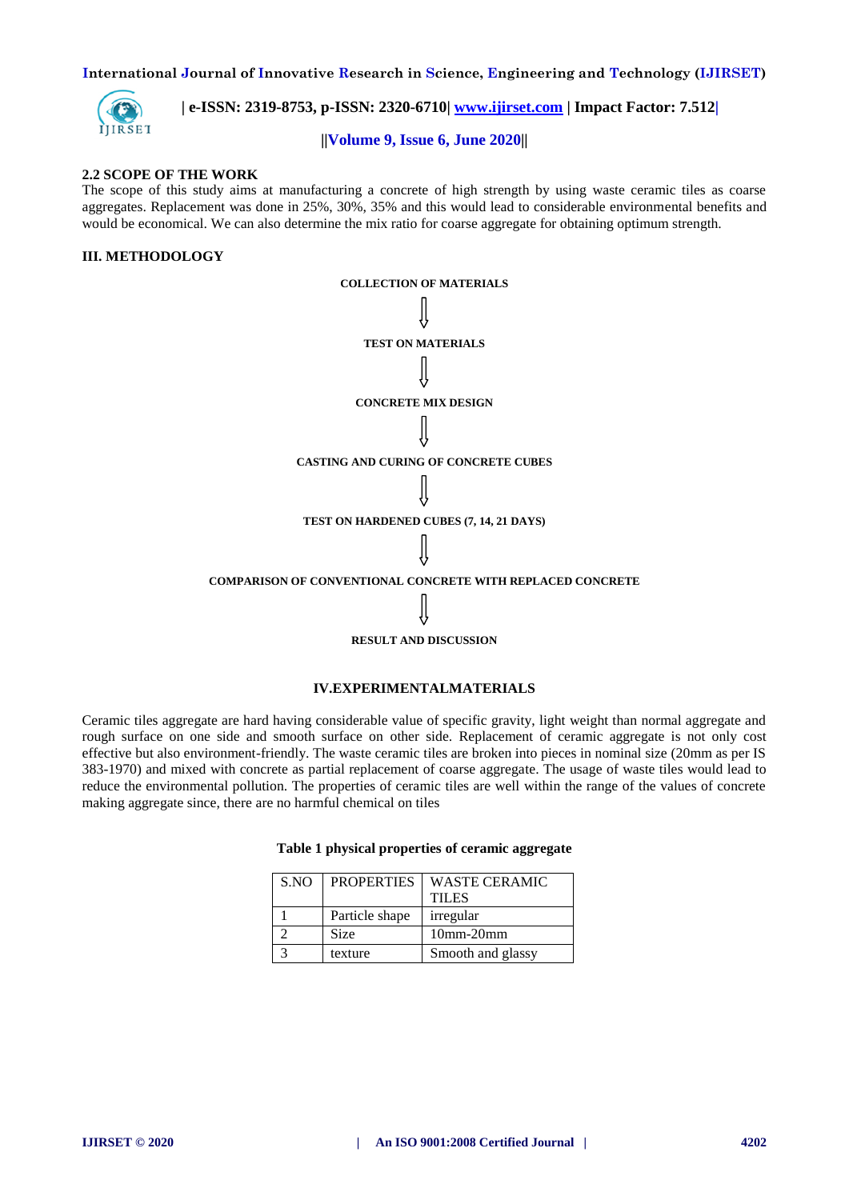### 2.2 SCOPE OF THE WORK

The scope of this study aims at manufacturing a concrete of high strength by using waste ceramic tiles as coarse aggregates. Replacement was done in 25%, 30%, 35% and this would lead to considerable environmental benefits and would be economical. We can also determine the mix ratio for coarse aggregate for obtaining optimum strength.

## III. METHODOLOGY

**COLLECTION OF MATERIALS**

⇓

**TEST ON MATERIALS**

⇓

**CONCRETE MIX DESIGN**

⇓

**CASTING AND CURING OF CONCRETE CUBES**

⇓

**TEST ON HARDENED CUBES (7, 14, 21 DAYS)**

⇓

**COMPARISON OF CONVENTIONAL CONCRETE WITH REPLACED CONCRETE**

⇓

**RESULT AND DISCUSSION**

## IV.EXPERIMENTALMATERIALS

Ceramic tiles aggregate are hard having considerable value of specific gravity, light weight than normal aggregate and rough surface on one side and smooth surface on other side. Replacement of ceramic aggregate is not only cost effective but also environment-friendly. The waste ceramic tiles are broken into pieces in nominal size (20mm as per IS 383-1970) and mixed with concrete as partial replacement of coarse aggregate. The usage of waste tiles would lead to reduce the environmental pollution. The properties of ceramic tiles are well within the range of the values of concrete making aggregate since, there are no harmful chemical on tiles

**Table 1 physical properties of ceramic aggregate**

| S.NO | PROPERTIES | WASTE CERAMIC TILES |
|---|---|---|
| 1 | Particle shape | irregular |
| 2 | Size | 10mm-20mm |
| 3 | texture | Smooth and glassy |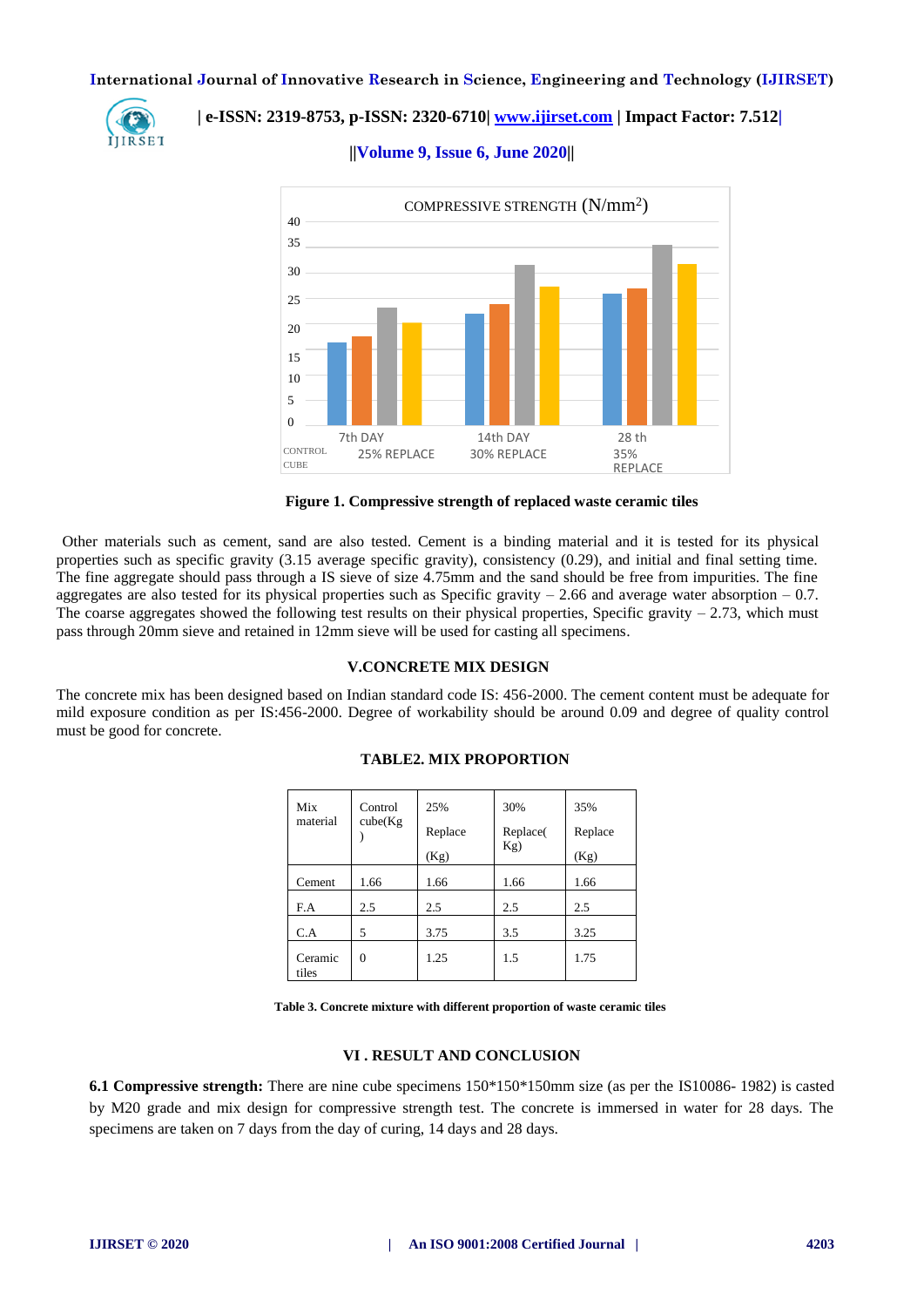Figure 1. Compressive strength of replaced waste ceramic tiles

Other materials such as cement, sand are also tested. Cement is a binding material and it is tested for its physical properties such as specific gravity (3.15 average specific gravity), consistency (0.29), and initial and final setting time. The fine aggregate should pass through a IS sieve of size 4.75mm and the sand should be free from impurities. The fine aggregates are also tested for its physical properties such as Specific gravity – 2.66 and average water absorption – 0.7. The coarse aggregates showed the following test results on their physical properties, Specific gravity – 2.73, which must pass through 20mm sieve and retained in 12mm sieve will be used for casting all specimens.

## V.CONCRETE MIX DESIGN

The concrete mix has been designed based on Indian standard code IS: 456-2000. The cement content must be adequate for mild exposure condition as per IS:456-2000. Degree of workability should be around 0.09 and degree of quality control must be good for concrete.

**TABLE2. MIX PROPORTION**

| Mix material | Control cube(Kg) | 25% Replace (Kg) | 30% Replace(Kg) | 35% Replace (Kg) |
|---|---|---|---|---|
| Cement | 1.66 | 1.66 | 1.66 | 1.66 |
| F.A | 2.5 | 2.5 | 2.5 | 2.5 |
| C.A | 5 | 3.75 | 3.5 | 3.25 |
| Ceramic tiles | 0 | 1.25 | 1.5 | 1.75 |

**Table 3. Concrete mixture with different proportion of waste ceramic tiles**

## VI . RESULT AND CONCLUSION

**6.1 Compressive strength:** There are nine cube specimens 150*150*150mm size (as per the IS10086- 1982) is casted by M20 grade and mix design for compressive strength test. The concrete is immersed in water for 28 days. The specimens are taken on 7 days from the day of curing, 14 days and 28 days.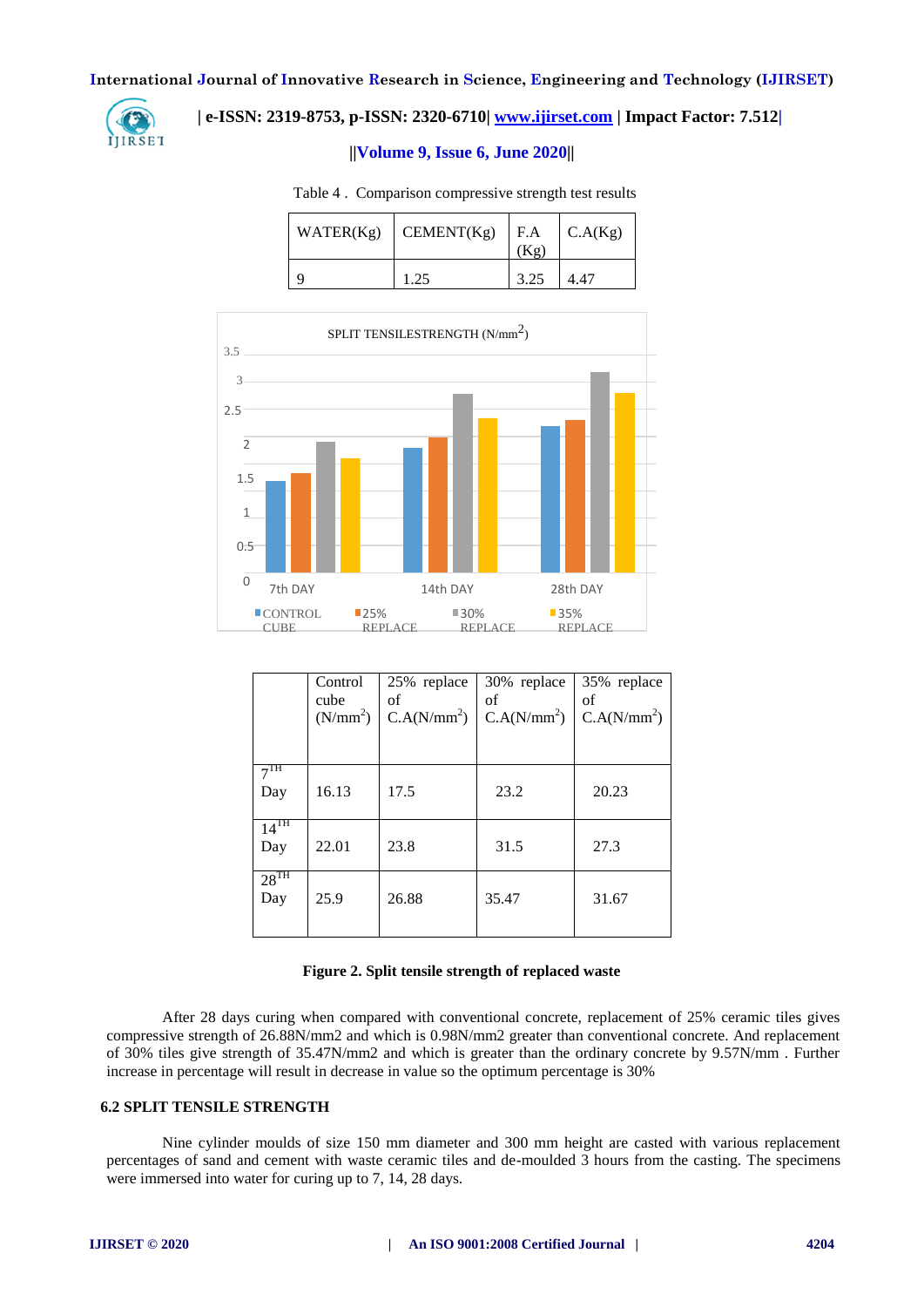Table 4 . Comparison compressive strength test results

| WATER(Kg) | CEMENT(Kg) | F.A (Kg) | C.A(Kg) |
|---|---|---|---|
| 9 | 1.25 | 3.25 | 4.47 |

SPLIT TENSILESTRENGTH (N/mm$^2$)

| | Control cube (N/mm$^2$) | 25% replace of C.A(N/mm$^2$) | 30% replace of C.A(N/mm$^2$) | 35% replace of C.A(N/mm$^2$) |
|---|---|---|---|---|
| $7^{TH}$ Day | 16.13 | 17.5 | 23.2 | 20.23 |
| $14^{TH}$ Day | 22.01 | 23.8 | 31.5 | 27.3 |
| $28^{TH}$ Day | 25.9 | 26.88 | 35.47 | 31.67 |

**Figure 2. Split tensile strength of replaced waste**

After 28 days curing when compared with conventional concrete, replacement of 25% ceramic tiles gives compressive strength of 26.88N/mm2 and which is 0.98N/mm2 greater than conventional concrete. And replacement of 30% tiles give strength of 35.47N/mm2 and which is greater than the ordinary concrete by 9.57N/mm . Further increase in percentage will result in decrease in value so the optimum percentage is 30%

### 6.2 SPLIT TENSILE STRENGTH

Nine cylinder moulds of size 150 mm diameter and 300 mm height are casted with various replacement percentages of sand and cement with waste ceramic tiles and de-moulded 3 hours from the casting. The specimens were immersed into water for curing up to 7, 14, 28 days.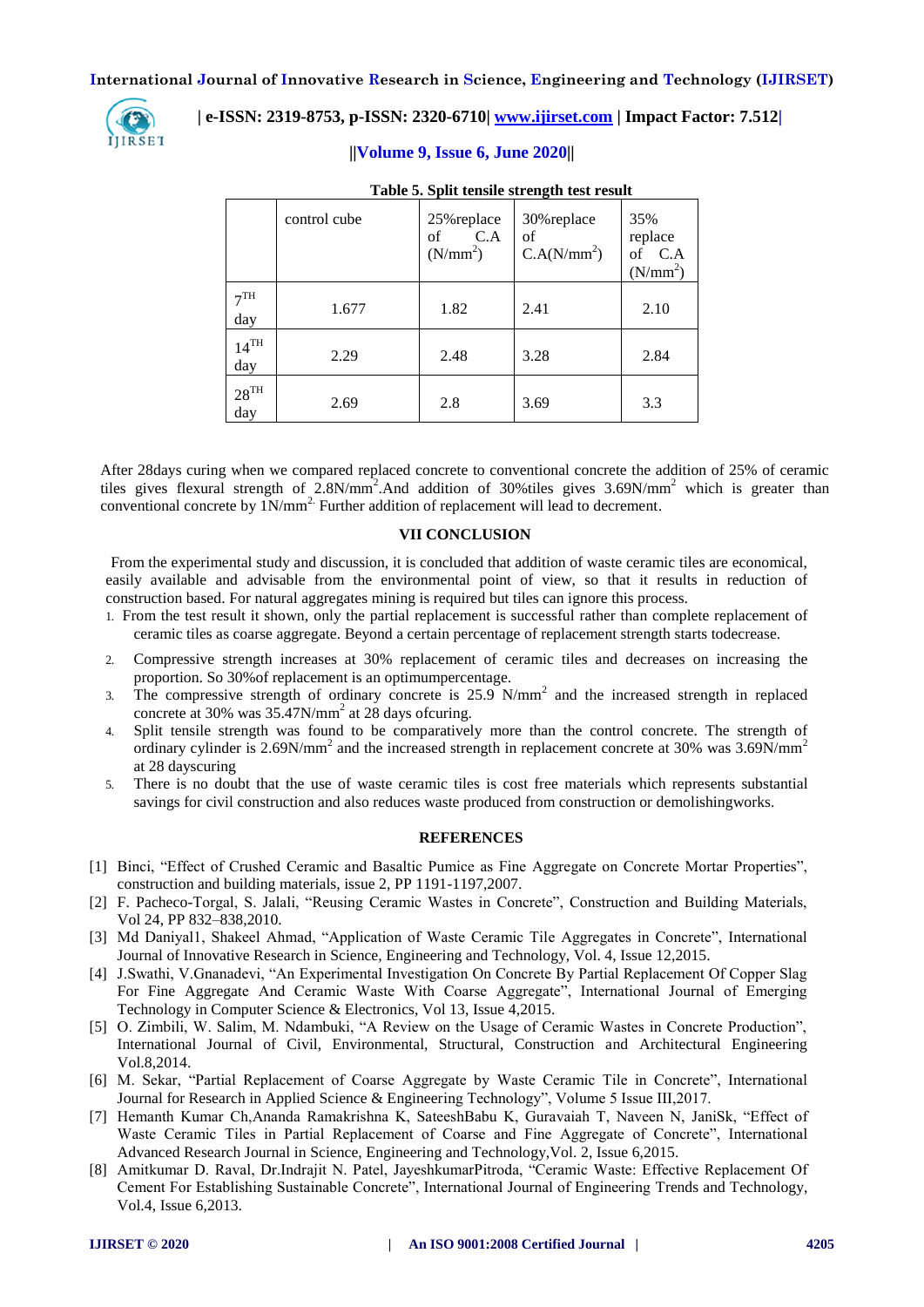**Table 5. Split tensile strength test result**

| | control cube | 25%replace of C.A ($N/mm^2$) | 30%replace of C.A($N/mm^2$) | 35% replace of C.A ($N/mm^2$) |
|---|---|---|---|---|
| $7^{TH}$ day | 1.677 | 1.82 | 2.41 | 2.10 |
| $14^{TH}$ day | 2.29 | 2.48 | 3.28 | 2.84 |
| $28^{TH}$ day | 2.69 | 2.8 | 3.69 | 3.3 |

After 28days curing when we compared replaced concrete to conventional concrete the addition of 25% of ceramic tiles gives flexural strength of $2.8N/mm^2$.And addition of 30%tiles gives $3.69N/mm^2$ which is greater than conventional concrete by $1N/mm^2$. Further addition of replacement will lead to decrement.

## VII CONCLUSION

From the experimental study and discussion, it is concluded that addition of waste ceramic tiles are economical, easily available and advisable from the environmental point of view, so that it results in reduction of construction based. For natural aggregates mining is required but tiles can ignore this process.

1. From the test result it shown, only the partial replacement is successful rather than complete replacement of ceramic tiles as coarse aggregate. Beyond a certain percentage of replacement strength starts todecrease.
2. Compressive strength increases at 30% replacement of ceramic tiles and decreases on increasing the proportion. So 30%of replacement is an optimumpercentage.
3. The compressive strength of ordinary concrete is 25.9 $N/mm^2$ and the increased strength in replaced concrete at 30% was $35.47N/mm^2$ at 28 days ofcuring.
4. Split tensile strength was found to be comparatively more than the control concrete. The strength of ordinary cylinder is $2.69N/mm^2$ and the increased strength in replacement concrete at 30% was $3.69N/mm^2$ at 28 dayscuring
5. There is no doubt that the use of waste ceramic tiles is cost free materials which represents substantial savings for civil construction and also reduces waste produced from construction or demolishingworks.

## REFERENCES

[1] Binci, "Effect of Crushed Ceramic and Basaltic Pumice as Fine Aggregate on Concrete Mortar Properties", construction and building materials, issue 2, PP 1191-1197,2007.

[2] F. Pacheco-Torgal, S. Jalali, "Reusing Ceramic Wastes in Concrete", Construction and Building Materials, Vol 24, PP 832–838,2010.

[3] Md Daniyal1, Shakeel Ahmad, "Application of Waste Ceramic Tile Aggregates in Concrete", International Journal of Innovative Research in Science, Engineering and Technology, Vol. 4, Issue 12,2015.

[4] J.Swathi, V.Gnanadevi, "An Experimental Investigation On Concrete By Partial Replacement Of Copper Slag For Fine Aggregate And Ceramic Waste With Coarse Aggregate", International Journal of Emerging Technology in Computer Science & Electronics, Vol 13, Issue 4,2015.

[5] O. Zimbili, W. Salim, M. Ndambuki, "A Review on the Usage of Ceramic Wastes in Concrete Production", International Journal of Civil, Environmental, Structural, Construction and Architectural Engineering Vol.8,2014.

[6] M. Sekar, "Partial Replacement of Coarse Aggregate by Waste Ceramic Tile in Concrete", International Journal for Research in Applied Science & Engineering Technology", Volume 5 Issue III,2017.

[7] Hemanth Kumar Ch,Ananda Ramakrishna K, SateeshBabu K, Guravaiah T, Naveen N, JaniSk, "Effect of Waste Ceramic Tiles in Partial Replacement of Coarse and Fine Aggregate of Concrete", International Advanced Research Journal in Science, Engineering and Technology,Vol. 2, Issue 6,2015.

[8] Amitkumar D. Raval, Dr.Indrajit N. Patel, JayeshkumarPitroda, "Ceramic Waste: Effective Replacement Of Cement For Establishing Sustainable Concrete", International Journal of Engineering Trends and Technology, Vol.4, Issue 6,2013.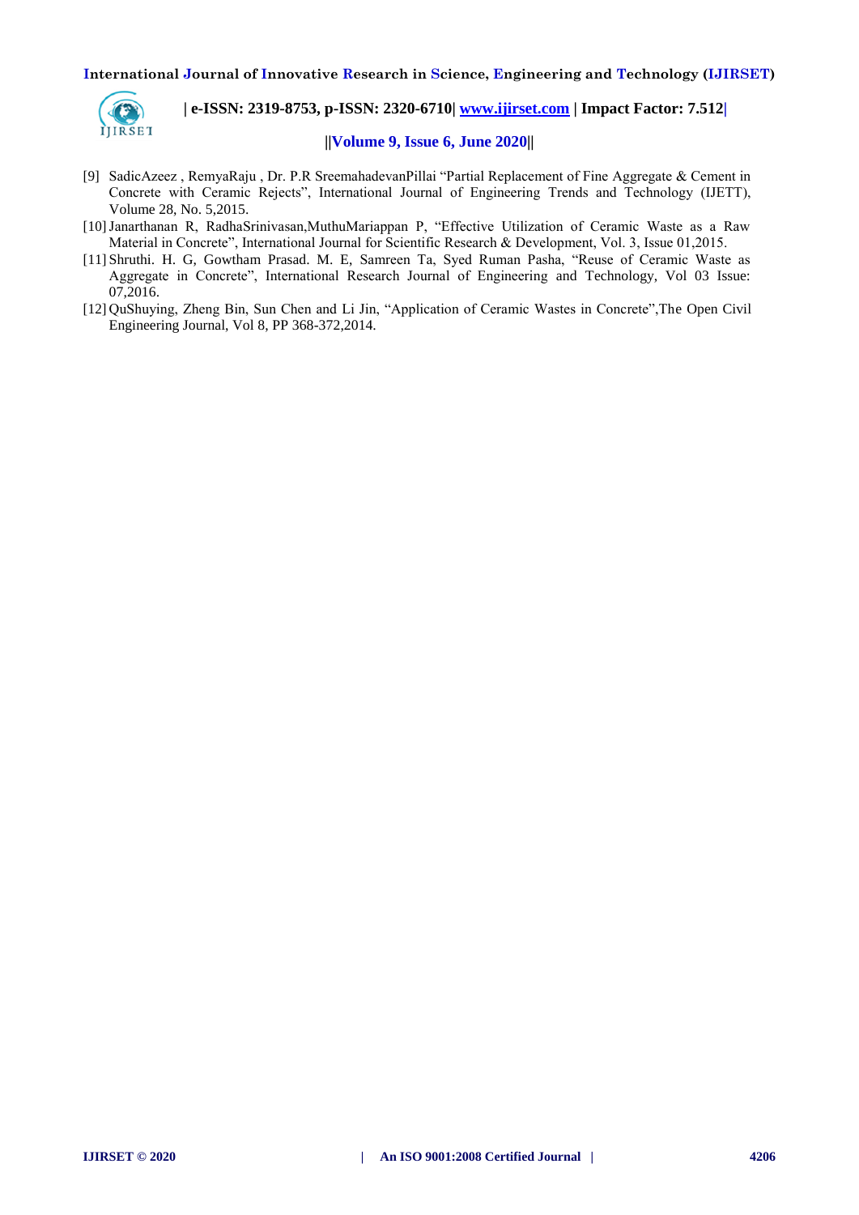[9] SadicAzeez , RemyaRaju , Dr. P.R SreemahadevanPillai "Partial Replacement of Fine Aggregate & Cement in Concrete with Ceramic Rejects", International Journal of Engineering Trends and Technology (IJETT), Volume 28, No. 5,2015.

[10] Janarthanan R, RadhaSrinivasan,MuthuMariappan P, "Effective Utilization of Ceramic Waste as a Raw Material in Concrete", International Journal for Scientific Research & Development, Vol. 3, Issue 01,2015.

[11] Shruthi. H. G, Gowtham Prasad. M. E, Samreen Ta, Syed Ruman Pasha, "Reuse of Ceramic Waste as Aggregate in Concrete", International Research Journal of Engineering and Technology, Vol 03 Issue: 07,2016.

[12] QuShuying, Zheng Bin, Sun Chen and Li Jin, "Application of Ceramic Wastes in Concrete",The Open Civil Engineering Journal, Vol 8, PP 368-372,2014.